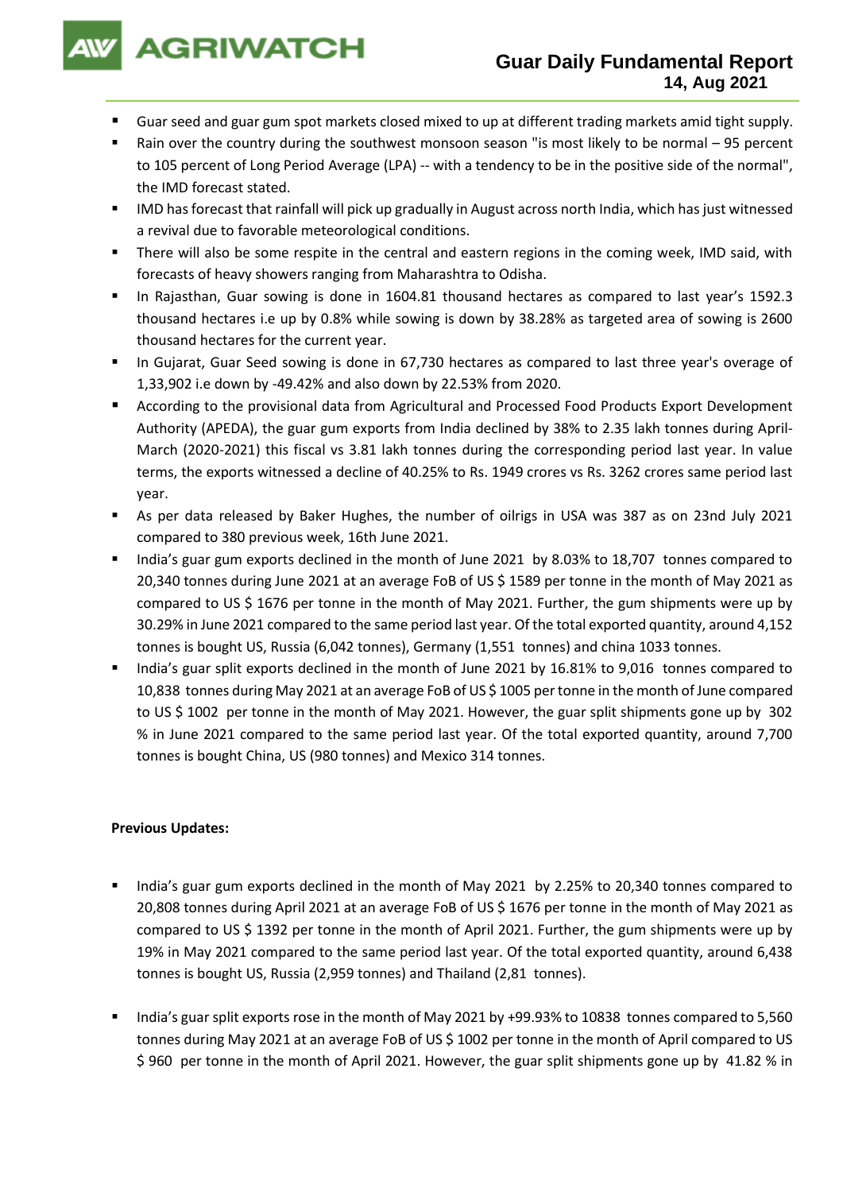# Guar Daily Fundamental Report

**14, Aug 2021**

- Guar seed and guar gum spot markets closed mixed to up at different trading markets amid tight supply.
- Rain over the country during the southwest monsoon season "is most likely to be normal – 95 percent to 105 percent of Long Period Average (LPA) -- with a tendency to be in the positive side of the normal", the IMD forecast stated.
- IMD has forecast that rainfall will pick up gradually in August across north India, which has just witnessed a revival due to favorable meteorological conditions.
- There will also be some respite in the central and eastern regions in the coming week, IMD said, with forecasts of heavy showers ranging from Maharashtra to Odisha.
- In Rajasthan, Guar sowing is done in 1604.81 thousand hectares as compared to last year's 1592.3 thousand hectares i.e up by 0.8% while sowing is down by 38.28% as targeted area of sowing is 2600 thousand hectares for the current year.
- In Gujarat, Guar Seed sowing is done in 67,730 hectares as compared to last three year's overage of 1,33,902 i.e down by -49.42% and also down by 22.53% from 2020.
- According to the provisional data from Agricultural and Processed Food Products Export Development Authority (APEDA), the guar gum exports from India declined by 38% to 2.35 lakh tonnes during April-March (2020-2021) this fiscal vs 3.81 lakh tonnes during the corresponding period last year. In value terms, the exports witnessed a decline of 40.25% to Rs. 1949 crores vs Rs. 3262 crores same period last year.
- As per data released by Baker Hughes, the number of oilrigs in USA was 387 as on 23nd July 2021 compared to 380 previous week, 16th June 2021.
- India's guar gum exports declined in the month of June 2021 by 8.03% to 18,707 tonnes compared to 20,340 tonnes during June 2021 at an average FoB of US $ 1589 per tonne in the month of May 2021 as compared to US $ 1676 per tonne in the month of May 2021. Further, the gum shipments were up by 30.29% in June 2021 compared to the same period last year. Of the total exported quantity, around 4,152 tonnes is bought US, Russia (6,042 tonnes), Germany (1,551 tonnes) and china 1033 tonnes.
- India's guar split exports declined in the month of June 2021 by 16.81% to 9,016 tonnes compared to 10,838 tonnes during May 2021 at an average FoB of US $ 1005 per tonne in the month of June compared to US $ 1002 per tonne in the month of May 2021. However, the guar split shipments gone up by 302 % in June 2021 compared to the same period last year. Of the total exported quantity, around 7,700 tonnes is bought China, US (980 tonnes) and Mexico 314 tonnes.

**Previous Updates:**

- India's guar gum exports declined in the month of May 2021 by 2.25% to 20,340 tonnes compared to 20,808 tonnes during April 2021 at an average FoB of US $ 1676 per tonne in the month of May 2021 as compared to US $ 1392 per tonne in the month of April 2021. Further, the gum shipments were up by 19% in May 2021 compared to the same period last year. Of the total exported quantity, around 6,438 tonnes is bought US, Russia (2,959 tonnes) and Thailand (2,81 tonnes).

- India's guar split exports rose in the month of May 2021 by +99.93% to 10838 tonnes compared to 5,560 tonnes during May 2021 at an average FoB of US $ 1002 per tonne in the month of April compared to US $ 960 per tonne in the month of April 2021. However, the guar split shipments gone up by 41.82 % in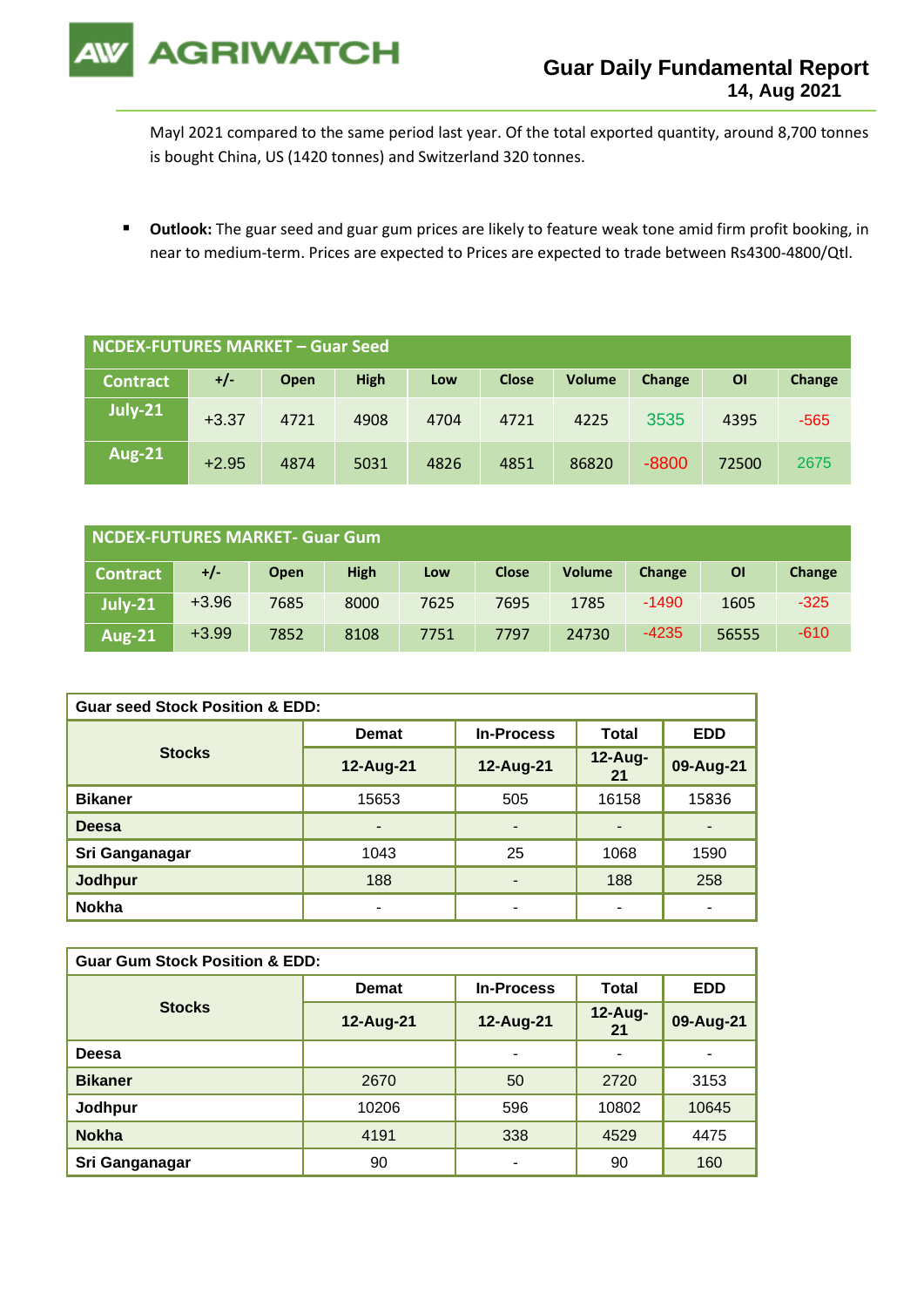Mayl 2021 compared to the same period last year. Of the total exported quantity, around 8,700 tonnes is bought China, US (1420 tonnes) and Switzerland 320 tonnes.

- **Outlook:** The guar seed and guar gum prices are likely to feature weak tone amid firm profit booking, in near to medium-term. Prices are expected to Prices are expected to trade between Rs4300-4800/Qtl.

| NCDEX-FUTURES MARKET – Guar Seed | | | | | | | | | |
|---|---|---|---|---|---|---|---|---|---|
| Contract | +/- | Open | High | Low | Close | Volume | Change | OI | Change |
| July-21 | +3.37 | 4721 | 4908 | 4704 | 4721 | 4225 | 3535 | 4395 | -565 |
| Aug-21 | +2.95 | 4874 | 5031 | 4826 | 4851 | 86820 | -8800 | 72500 | 2675 |

| NCDEX-FUTURES MARKET- Guar Gum | | | | | | | | | |
|---|---|---|---|---|---|---|---|---|---|
| Contract | +/- | Open | High | Low | Close | Volume | Change | OI | Change |
| July-21 | +3.96 | 7685 | 8000 | 7625 | 7695 | 1785 | -1490 | 1605 | -325 |
| Aug-21 | +3.99 | 7852 | 8108 | 7751 | 7797 | 24730 | -4235 | 56555 | -610 |

| Guar seed Stock Position & EDD: | | | | |
|---|---|---|---|---|
| Stocks | Demat | In-Process | Total | EDD |
| | 12-Aug-21 | 12-Aug-21 | 12-Aug-21 | 09-Aug-21 |
| Bikaner | 15653 | 505 | 16158 | 15836 |
| Deesa | - | - | - | - |
| Sri Ganganagar | 1043 | 25 | 1068 | 1590 |
| Jodhpur | 188 | - | 188 | 258 |
| Nokha | - | - | - | - |

| Guar Gum Stock Position & EDD: | | | | |
|---|---|---|---|---|
| Stocks | Demat | In-Process | Total | EDD |
| | 12-Aug-21 | 12-Aug-21 | 12-Aug-21 | 09-Aug-21 |
| Deesa | | - | - | - |
| Bikaner | 2670 | 50 | 2720 | 3153 |
| Jodhpur | 10206 | 596 | 10802 | 10645 |
| Nokha | 4191 | 338 | 4529 | 4475 |
| Sri Ganganagar | 90 | - | 90 | 160 |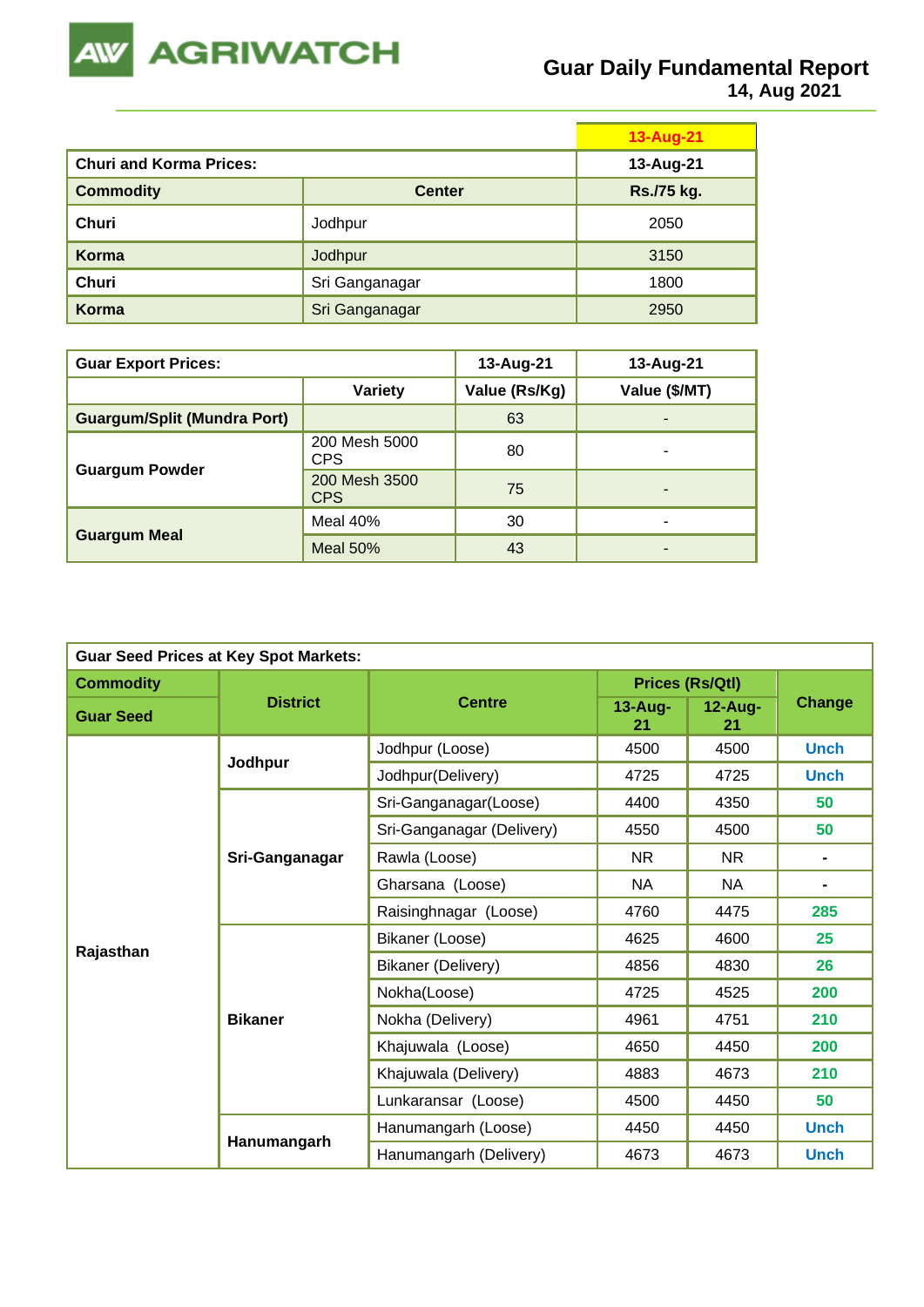# Guar Daily Fundamental Report

14, Aug 2021

| Churi and Korma Prices: | | 13-Aug-21 |
|---|---|---|
| **Commodity** | **Center** | **Rs./75 kg.** |
| **Churi** | Jodhpur | 2050 |
| **Korma** | Jodhpur | 3150 |
| **Churi** | Sri Ganganagar | 1800 |
| **Korma** | Sri Ganganagar | 2950 |

| Guar Export Prices: | | 13-Aug-21 | 13-Aug-21 |
|---|---|---|---|
| | **Variety** | **Value (Rs/Kg)** | **Value ($/MT)** |
| **Guargum/Split (Mundra Port)** | | 63 | - |
| **Guargum Powder** | 200 Mesh 5000 CPS | 80 | - |
| | 200 Mesh 3500 CPS | 75 | - |
| **Guargum Meal** | Meal 40% | 30 | - |
| | Meal 50% | 43 | - |

| Guar Seed Prices at Key Spot Markets: | | | | | |
|---|---|---|---|---|---|
| **Commodity** | **District** | **Centre** | **Prices (Rs/Qtl)** | | **Change** |
| **Guar Seed** | | | **13-Aug-21** | **12-Aug-21** | |
| **Rajasthan** | **Jodhpur** | Jodhpur (Loose) | 4500 | 4500 | Unch |
| | | Jodhpur(Delivery) | 4725 | 4725 | Unch |
| | **Sri-Ganganagar** | Sri-Ganganagar(Loose) | 4400 | 4350 | 50 |
| | | Sri-Ganganagar (Delivery) | 4550 | 4500 | 50 |
| | | Rawla (Loose) | NR | NR | - |
| | | Gharsana (Loose) | NA | NA | - |
| | | Raisinghnagar (Loose) | 4760 | 4475 | 285 |
| | **Bikaner** | Bikaner (Loose) | 4625 | 4600 | 25 |
| | | Bikaner (Delivery) | 4856 | 4830 | 26 |
| | | Nokha(Loose) | 4725 | 4525 | 200 |
| | | Nokha (Delivery) | 4961 | 4751 | 210 |
| | | Khajuwala (Loose) | 4650 | 4450 | 200 |
| | | Khajuwala (Delivery) | 4883 | 4673 | 210 |
| | | Lunkaransar (Loose) | 4500 | 4450 | 50 |
| | **Hanumangarh** | Hanumangarh (Loose) | 4450 | 4450 | Unch |
| | | Hanumangarh (Delivery) | 4673 | 4673 | Unch |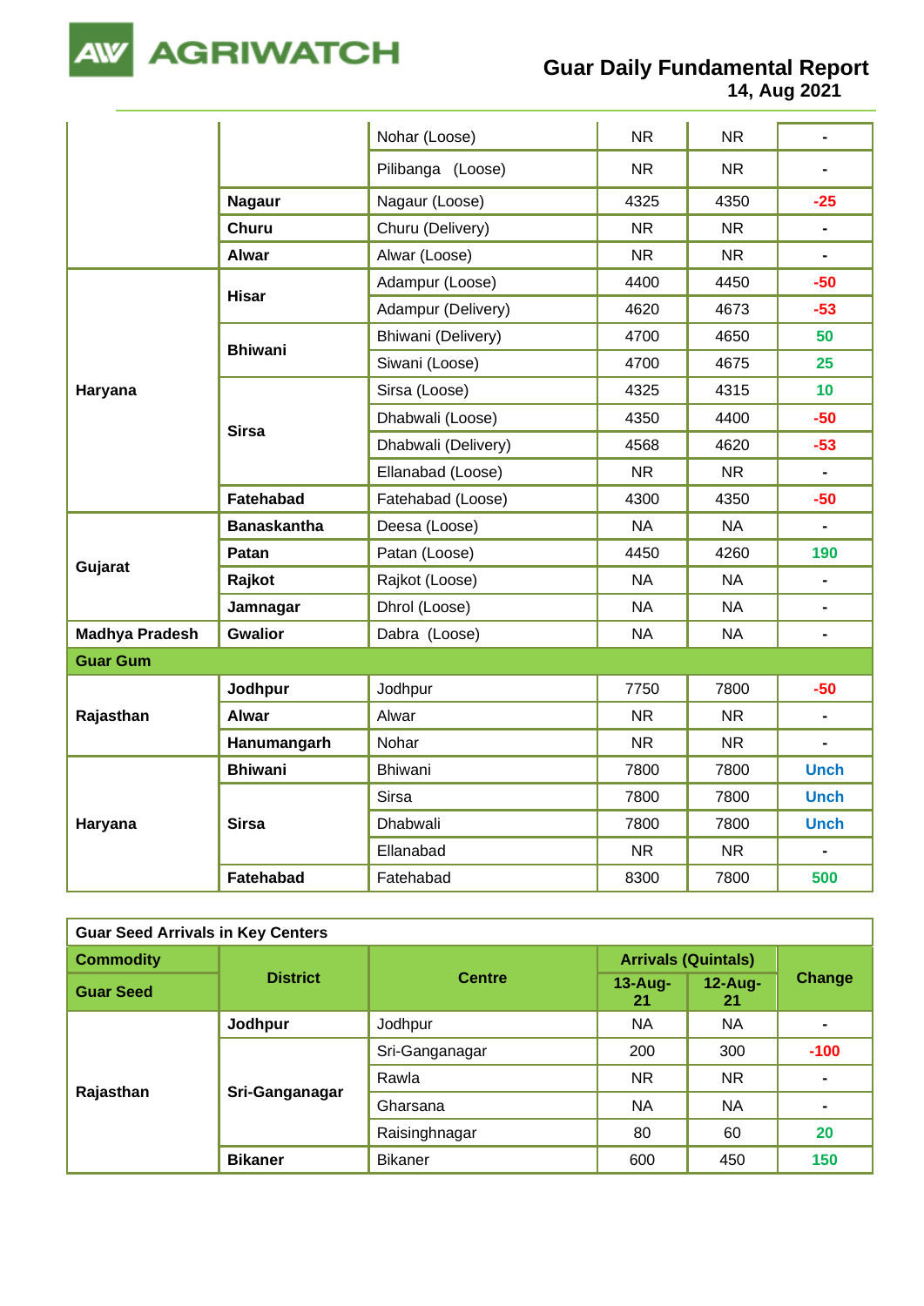| | | | | | |
|---|---|---|---|---|---|
| | | Nohar (Loose) | NR | NR | - |
| | | Pilibanga (Loose) | NR | NR | - |
| | **Nagaur** | Nagaur (Loose) | 4325 | 4350 | -25 |
| | **Churu** | Churu (Delivery) | NR | NR | - |
| | **Alwar** | Alwar (Loose) | NR | NR | - |
| **Haryana** | **Hisar** | Adampur (Loose) | 4400 | 4450 | -50 |
| | | Adampur (Delivery) | 4620 | 4673 | -53 |
| | **Bhiwani** | Bhiwani (Delivery) | 4700 | 4650 | 50 |
| | | Siwani (Loose) | 4700 | 4675 | 25 |
| | **Sirsa** | Sirsa (Loose) | 4325 | 4315 | 10 |
| | | Dhabwali (Loose) | 4350 | 4400 | -50 |
| | | Dhabwali (Delivery) | 4568 | 4620 | -53 |
| | | Ellanabad (Loose) | NR | NR | - |
| | **Fatehabad** | Fatehabad (Loose) | 4300 | 4350 | -50 |
| **Gujarat** | **Banaskantha** | Deesa (Loose) | NA | NA | - |
| | **Patan** | Patan (Loose) | 4450 | 4260 | 190 |
| | **Rajkot** | Rajkot (Loose) | NA | NA | - |
| | **Jamnagar** | Dhrol (Loose) | NA | NA | - |
| **Madhya Pradesh** | **Gwalior** | Dabra (Loose) | NA | NA | - |
| **Guar Gum** | | | | | |
| **Rajasthan** | **Jodhpur** | Jodhpur | 7750 | 7800 | -50 |
| | **Alwar** | Alwar | NR | NR | - |
| | **Hanumangarh** | Nohar | NR | NR | - |
| **Haryana** | **Bhiwani** | Bhiwani | 7800 | 7800 | Unch |
| | **Sirsa** | Sirsa | 7800 | 7800 | Unch |
| | | Dhabwali | 7800 | 7800 | Unch |
| | | Ellanabad | NR | NR | - |
| | **Fatehabad** | Fatehabad | 8300 | 7800 | 500 |

| **Guar Seed Arrivals in Key Centers** | | | | | |
|---|---|---|---|---|---|
| **Commodity** | **District** | **Centre** | **Arrivals (Quintals)** | | **Change** |
| **Guar Seed** | | | **13-Aug-21** | **12-Aug-21** | |
| **Rajasthan** | **Jodhpur** | Jodhpur | NA | NA | - |
| | **Sri-Ganganagar** | Sri-Ganganagar | 200 | 300 | -100 |
| | | Rawla | NR | NR | - |
| | | Gharsana | NA | NA | - |
| | | Raisinghnagar | 80 | 60 | 20 |
| | **Bikaner** | Bikaner | 600 | 450 | 150 |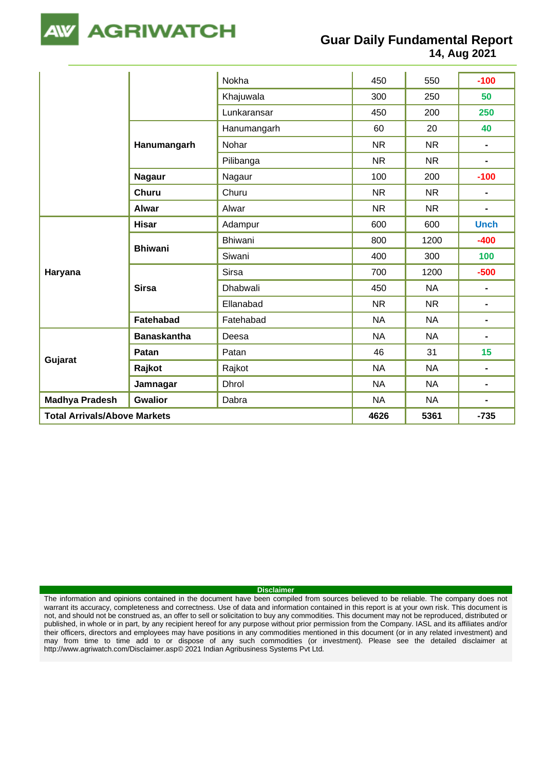| | | | | | |
|---|---|---|---|---|---|
| | | Nokha | 450 | 550 | -100 |
| | | Khajuwala | 300 | 250 | 50 |
| | | Lunkaransar | 450 | 200 | 250 |
| | **Hanumangarh** | Hanumangarh | 60 | 20 | 40 |
| | | Nohar | NR | NR | - |
| | | Pilibanga | NR | NR | - |
| | **Nagaur** | Nagaur | 100 | 200 | -100 |
| | **Churu** | Churu | NR | NR | - |
| | **Alwar** | Alwar | NR | NR | - |
| **Haryana** | **Hisar** | Adampur | 600 | 600 | Unch |
| | **Bhiwani** | Bhiwani | 800 | 1200 | -400 |
| | | Siwani | 400 | 300 | 100 |
| | **Sirsa** | Sirsa | 700 | 1200 | -500 |
| | | Dhabwali | 450 | NA | - |
| | | Ellanabad | NR | NR | - |
| | **Fatehabad** | Fatehabad | NA | NA | - |
| **Gujarat** | **Banaskantha** | Deesa | NA | NA | - |
| | **Patan** | Patan | 46 | 31 | 15 |
| | **Rajkot** | Rajkot | NA | NA | - |
| | **Jamnagar** | Dhrol | NA | NA | - |
| **Madhya Pradesh** | **Gwalior** | Dabra | NA | NA | - |
| **Total Arrivals/Above Markets** | | | **4626** | **5361** | **-735** |

**Disclaimer**

The information and opinions contained in the document have been compiled from sources believed to be reliable. The company does not warrant its accuracy, completeness and correctness. Use of data and information contained in this report is at your own risk. This document is not, and should not be construed as, an offer to sell or solicitation to buy any commodities. This document may not be reproduced, distributed or published, in whole or in part, by any recipient hereof for any purpose without prior permission from the Company. IASL and its affiliates and/or their officers, directors and employees may have positions in any commodities mentioned in this document (or in any related investment) and may from time to time add to or dispose of any such commodities (or investment). Please see the detailed disclaimer at http://www.agriwatch.com/Disclaimer.asp© 2021 Indian Agribusiness Systems Pvt Ltd.